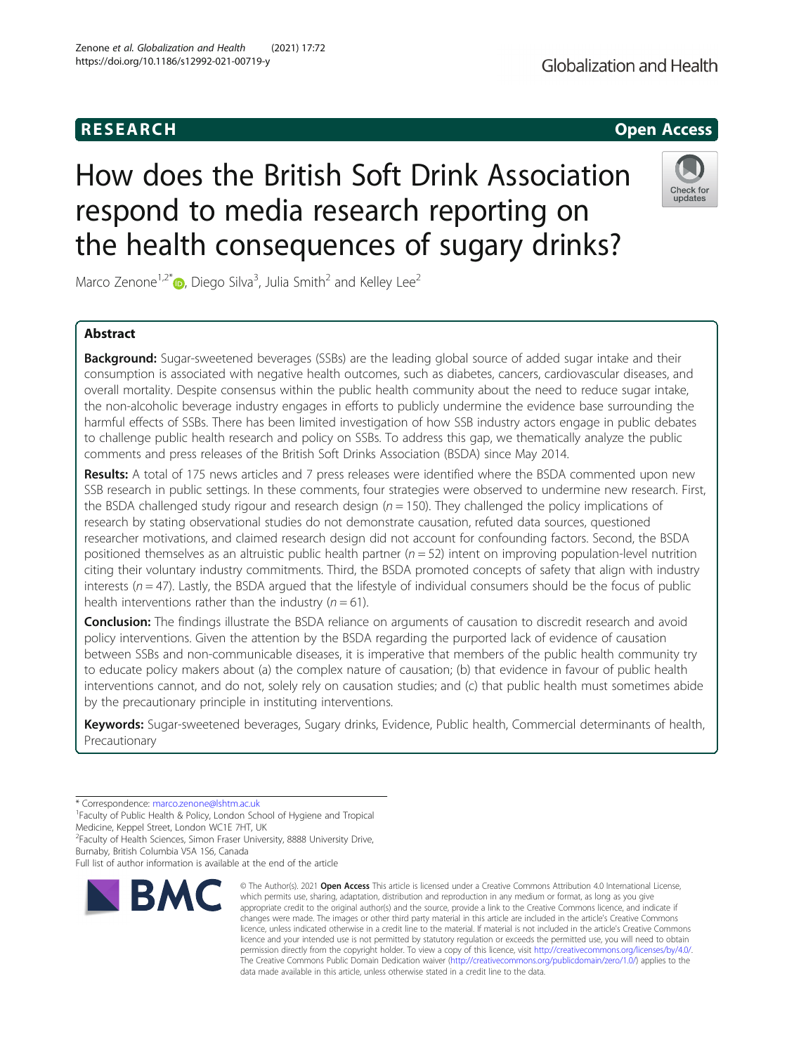RESEARCH | Open Access

# How does the British Soft Drink Association respond to media research reporting on the health consequences of sugary drinks?

Marco Zenone[1,2*], Diego Silva[3], Julia Smith[2] and Kelley Lee[2]

## Abstract

**Background:** Sugar-sweetened beverages (SSBs) are the leading global source of added sugar intake and their consumption is associated with negative health outcomes, such as diabetes, cancers, cardiovascular diseases, and overall mortality. Despite consensus within the public health community about the need to reduce sugar intake, the non-alcoholic beverage industry engages in efforts to publicly undermine the evidence base surrounding the harmful effects of SSBs. There has been limited investigation of how SSB industry actors engage in public debates to challenge public health research and policy on SSBs. To address this gap, we thematically analyze the public comments and press releases of the British Soft Drinks Association (BSDA) since May 2014.

**Results:** A total of 175 news articles and 7 press releases were identified where the BSDA commented upon new SSB research in public settings. In these comments, four strategies were observed to undermine new research. First, the BSDA challenged study rigour and research design ($n = 150$). They challenged the policy implications of research by stating observational studies do not demonstrate causation, refuted data sources, questioned researcher motivations, and claimed research design did not account for confounding factors. Second, the BSDA positioned themselves as an altruistic public health partner ($n = 52$) intent on improving population-level nutrition citing their voluntary industry commitments. Third, the BSDA promoted concepts of safety that align with industry interests ($n = 47$). Lastly, the BSDA argued that the lifestyle of individual consumers should be the focus of public health interventions rather than the industry ($n = 61$).

**Conclusion:** The findings illustrate the BSDA reliance on arguments of causation to discredit research and avoid policy interventions. Given the attention by the BSDA regarding the purported lack of evidence of causation between SSBs and non-communicable diseases, it is imperative that members of the public health community try to educate policy makers about (a) the complex nature of causation; (b) that evidence in favour of public health interventions cannot, and do not, solely rely on causation studies; and (c) that public health must sometimes abide by the precautionary principle in instituting interventions.

**Keywords:** Sugar-sweetened beverages, Sugary drinks, Evidence, Public health, Commercial determinants of health, Precautionary

---

\* Correspondence: marco.zenone@lshtm.ac.uk
[1]Faculty of Public Health & Policy, London School of Hygiene and Tropical Medicine, Keppel Street, London WC1E 7HT, UK
[2]Faculty of Health Sciences, Simon Fraser University, 8888 University Drive, Burnaby, British Columbia V5A 1S6, Canada
Full list of author information is available at the end of the article

© The Author(s). 2021 **Open Access** This article is licensed under a Creative Commons Attribution 4.0 International License, which permits use, sharing, adaptation, distribution and reproduction in any medium or format, as long as you give appropriate credit to the original author(s) and the source, provide a link to the Creative Commons licence, and indicate if changes were made. The images or other third party material in this article are included in the article's Creative Commons licence, unless indicated otherwise in a credit line to the material. If material is not included in the article's Creative Commons licence and your intended use is not permitted by statutory regulation or exceeds the permitted use, you will need to obtain permission directly from the copyright holder. To view a copy of this licence, visit http://creativecommons.org/licenses/by/4.0/. The Creative Commons Public Domain Dedication waiver (http://creativecommons.org/publicdomain/zero/1.0/) applies to the data made available in this article, unless otherwise stated in a credit line to the data.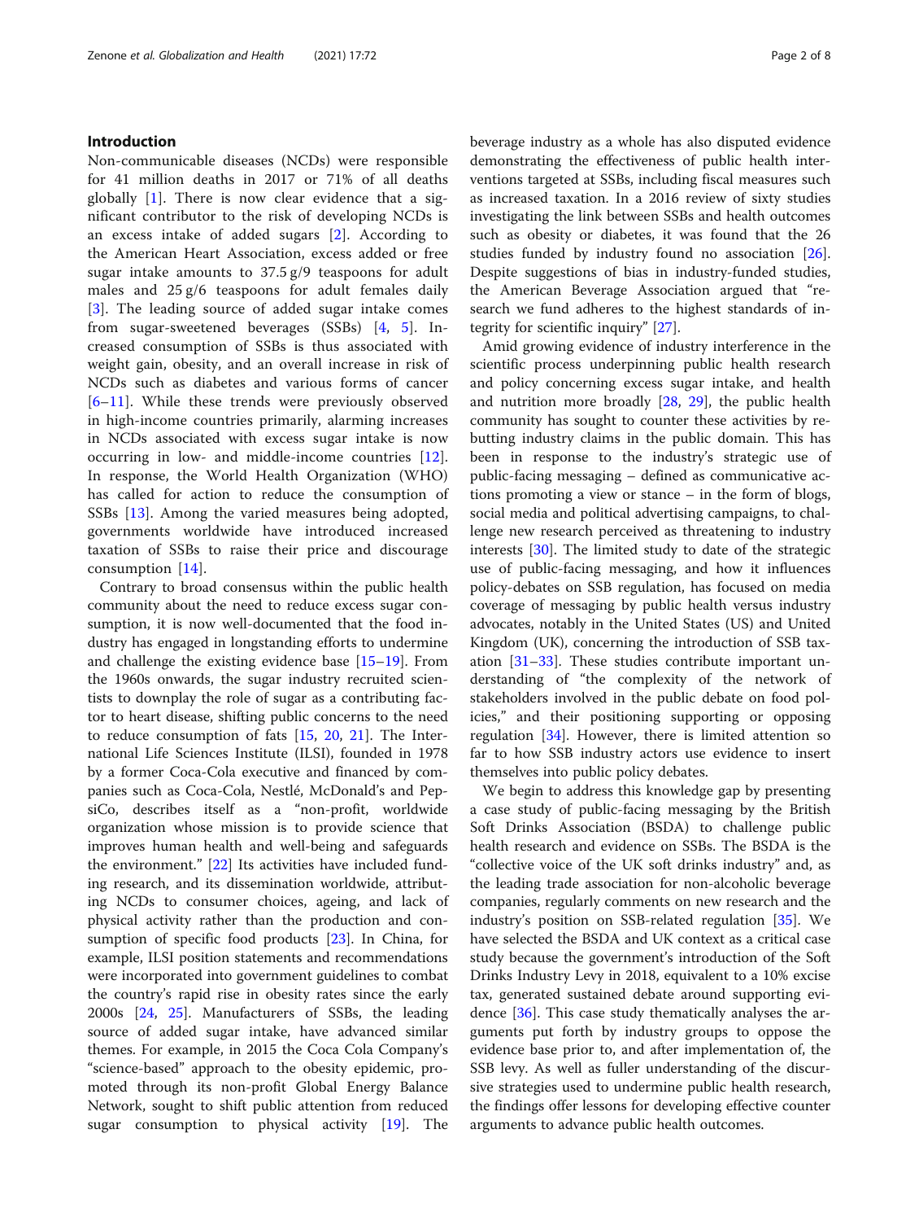## Introduction

Non-communicable diseases (NCDs) were responsible for 41 million deaths in 2017 or 71% of all deaths globally [1]. There is now clear evidence that a significant contributor to the risk of developing NCDs is an excess intake of added sugars [2]. According to the American Heart Association, excess added or free sugar intake amounts to 37.5 g/9 teaspoons for adult males and 25 g/6 teaspoons for adult females daily [3]. The leading source of added sugar intake comes from sugar-sweetened beverages (SSBs) [4, 5]. Increased consumption of SSBs is thus associated with weight gain, obesity, and an overall increase in risk of NCDs such as diabetes and various forms of cancer [6–11]. While these trends were previously observed in high-income countries primarily, alarming increases in NCDs associated with excess sugar intake is now occurring in low- and middle-income countries [12]. In response, the World Health Organization (WHO) has called for action to reduce the consumption of SSBs [13]. Among the varied measures being adopted, governments worldwide have introduced increased taxation of SSBs to raise their price and discourage consumption [14].

Contrary to broad consensus within the public health community about the need to reduce excess sugar consumption, it is now well-documented that the food industry has engaged in longstanding efforts to undermine and challenge the existing evidence base [15–19]. From the 1960s onwards, the sugar industry recruited scientists to downplay the role of sugar as a contributing factor to heart disease, shifting public concerns to the need to reduce consumption of fats [15, 20, 21]. The International Life Sciences Institute (ILSI), founded in 1978 by a former Coca-Cola executive and financed by companies such as Coca-Cola, Nestlé, McDonald's and PepsiCo, describes itself as a "non-profit, worldwide organization whose mission is to provide science that improves human health and well-being and safeguards the environment." [22] Its activities have included funding research, and its dissemination worldwide, attributing NCDs to consumer choices, ageing, and lack of physical activity rather than the production and consumption of specific food products [23]. In China, for example, ILSI position statements and recommendations were incorporated into government guidelines to combat the country's rapid rise in obesity rates since the early 2000s [24, 25]. Manufacturers of SSBs, the leading source of added sugar intake, have advanced similar themes. For example, in 2015 the Coca Cola Company's "science-based" approach to the obesity epidemic, promoted through its non-profit Global Energy Balance Network, sought to shift public attention from reduced sugar consumption to physical activity [19]. The beverage industry as a whole has also disputed evidence demonstrating the effectiveness of public health interventions targeted at SSBs, including fiscal measures such as increased taxation. In a 2016 review of sixty studies investigating the link between SSBs and health outcomes such as obesity or diabetes, it was found that the 26 studies funded by industry found no association [26]. Despite suggestions of bias in industry-funded studies, the American Beverage Association argued that "research we fund adheres to the highest standards of integrity for scientific inquiry" [27].

Amid growing evidence of industry interference in the scientific process underpinning public health research and policy concerning excess sugar intake, and health and nutrition more broadly [28, 29], the public health community has sought to counter these activities by rebutting industry claims in the public domain. This has been in response to the industry's strategic use of public-facing messaging – defined as communicative actions promoting a view or stance – in the form of blogs, social media and political advertising campaigns, to challenge new research perceived as threatening to industry interests [30]. The limited study to date of the strategic use of public-facing messaging, and how it influences policy-debates on SSB regulation, has focused on media coverage of messaging by public health versus industry advocates, notably in the United States (US) and United Kingdom (UK), concerning the introduction of SSB taxation [31–33]. These studies contribute important understanding of "the complexity of the network of stakeholders involved in the public debate on food policies," and their positioning supporting or opposing regulation [34]. However, there is limited attention so far to how SSB industry actors use evidence to insert themselves into public policy debates.

We begin to address this knowledge gap by presenting a case study of public-facing messaging by the British Soft Drinks Association (BSDA) to challenge public health research and evidence on SSBs. The BSDA is the "collective voice of the UK soft drinks industry" and, as the leading trade association for non-alcoholic beverage companies, regularly comments on new research and the industry's position on SSB-related regulation [35]. We have selected the BSDA and UK context as a critical case study because the government's introduction of the Soft Drinks Industry Levy in 2018, equivalent to a 10% excise tax, generated sustained debate around supporting evidence [36]. This case study thematically analyses the arguments put forth by industry groups to oppose the evidence base prior to, and after implementation of, the SSB levy. As well as fuller understanding of the discursive strategies used to undermine public health research, the findings offer lessons for developing effective counter arguments to advance public health outcomes.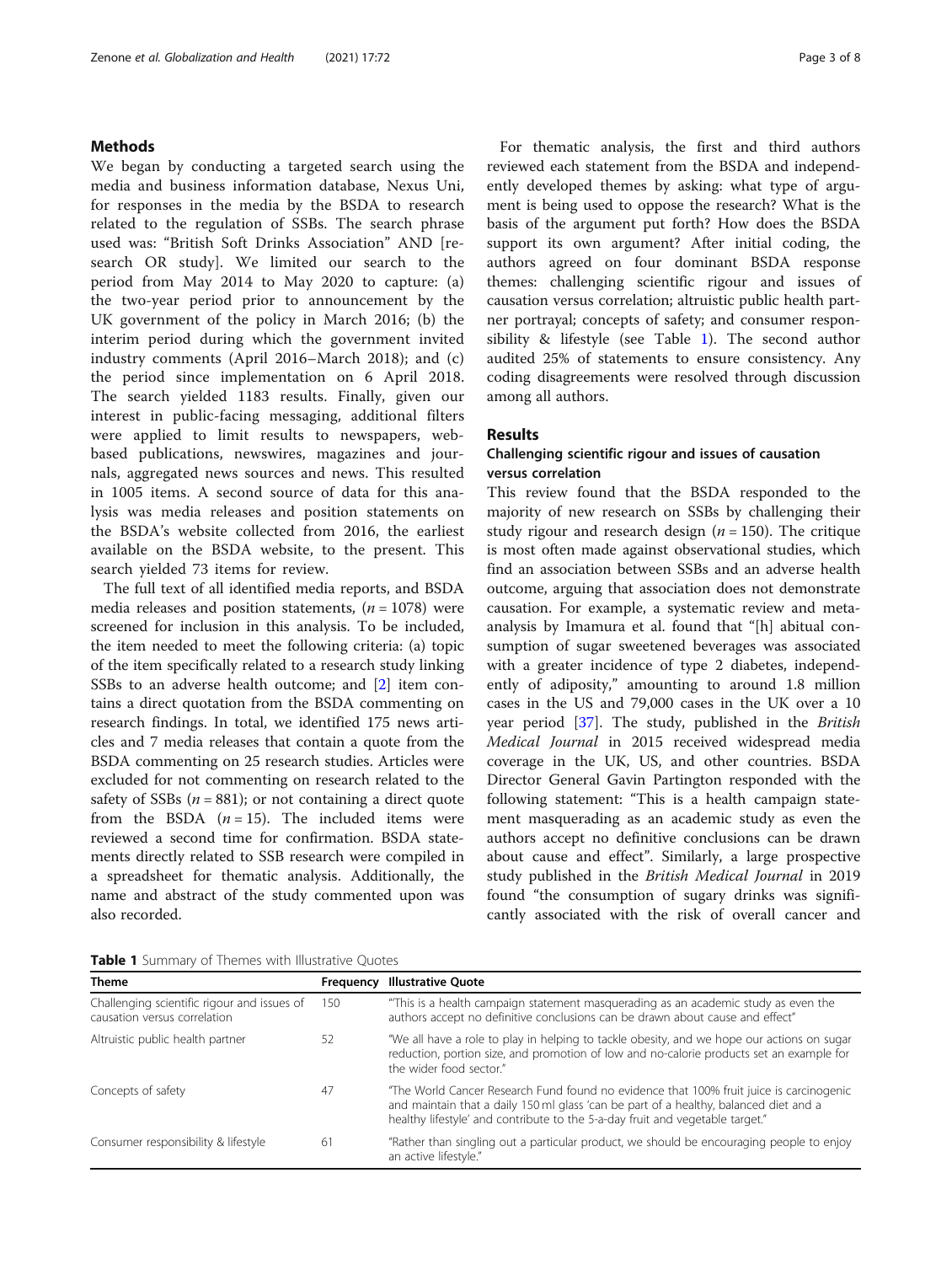## Methods

We began by conducting a targeted search using the media and business information database, Nexus Uni, for responses in the media by the BSDA to research related to the regulation of SSBs. The search phrase used was: "British Soft Drinks Association" AND [research OR study]. We limited our search to the period from May 2014 to May 2020 to capture: (a) the two-year period prior to announcement by the UK government of the policy in March 2016; (b) the interim period during which the government invited industry comments (April 2016–March 2018); and (c) the period since implementation on 6 April 2018. The search yielded 1183 results. Finally, given our interest in public-facing messaging, additional filters were applied to limit results to newspapers, web-based publications, newswires, magazines and journals, aggregated news sources and news. This resulted in 1005 items. A second source of data for this analysis was media releases and position statements on the BSDA's website collected from 2016, the earliest available on the BSDA website, to the present. This search yielded 73 items for review.

The full text of all identified media reports, and BSDA media releases and position statements, ($n = 1078$) were screened for inclusion in this analysis. To be included, the item needed to meet the following criteria: (a) topic of the item specifically related to a research study linking SSBs to an adverse health outcome; and [2] item contains a direct quotation from the BSDA commenting on research findings. In total, we identified 175 news articles and 7 media releases that contain a quote from the BSDA commenting on 25 research studies. Articles were excluded for not commenting on research related to the safety of SSBs ($n = 881$); or not containing a direct quote from the BSDA ($n = 15$). The included items were reviewed a second time for confirmation. BSDA statements directly related to SSB research were compiled in a spreadsheet for thematic analysis. Additionally, the name and abstract of the study commented upon was also recorded.

For thematic analysis, the first and third authors reviewed each statement from the BSDA and independently developed themes by asking: what type of argument is being used to oppose the research? What is the basis of the argument put forth? How does the BSDA support its own argument? After initial coding, the authors agreed on four dominant BSDA response themes: challenging scientific rigour and issues of causation versus correlation; altruistic public health partner portrayal; concepts of safety; and consumer responsibility & lifestyle (see Table 1). The second author audited 25% of statements to ensure consistency. Any coding disagreements were resolved through discussion among all authors.

## Results

### Challenging scientific rigour and issues of causation versus correlation

This review found that the BSDA responded to the majority of new research on SSBs by challenging their study rigour and research design ($n = 150$). The critique is most often made against observational studies, which find an association between SSBs and an adverse health outcome, arguing that association does not demonstrate causation. For example, a systematic review and meta-analysis by Imamura et al. found that "[h] abitual consumption of sugar sweetened beverages was associated with a greater incidence of type 2 diabetes, independently of adiposity," amounting to around 1.8 million cases in the US and 79,000 cases in the UK over a 10 year period [37]. The study, published in the *British Medical Journal* in 2015 received widespread media coverage in the UK, US, and other countries. BSDA Director General Gavin Partington responded with the following statement: "This is a health campaign statement masquerading as an academic study as even the authors accept no definitive conclusions can be drawn about cause and effect". Similarly, a large prospective study published in the *British Medical Journal* in 2019 found "the consumption of sugary drinks was significantly associated with the risk of overall cancer and

**Table 1** Summary of Themes with Illustrative Quotes

| Theme | Frequency | Illustrative Quote |
|---|---|---|
| Challenging scientific rigour and issues of causation versus correlation | 150 | "This is a health campaign statement masquerading as an academic study as even the authors accept no definitive conclusions can be drawn about cause and effect" |
| Altruistic public health partner | 52 | "We all have a role to play in helping to tackle obesity, and we hope our actions on sugar reduction, portion size, and promotion of low and no-calorie products set an example for the wider food sector." |
| Concepts of safety | 47 | "The World Cancer Research Fund found no evidence that 100% fruit juice is carcinogenic and maintain that a daily 150 ml glass 'can be part of a healthy, balanced diet and a healthy lifestyle' and contribute to the 5-a-day fruit and vegetable target." |
| Consumer responsibility & lifestyle | 61 | "Rather than singling out a particular product, we should be encouraging people to enjoy an active lifestyle." |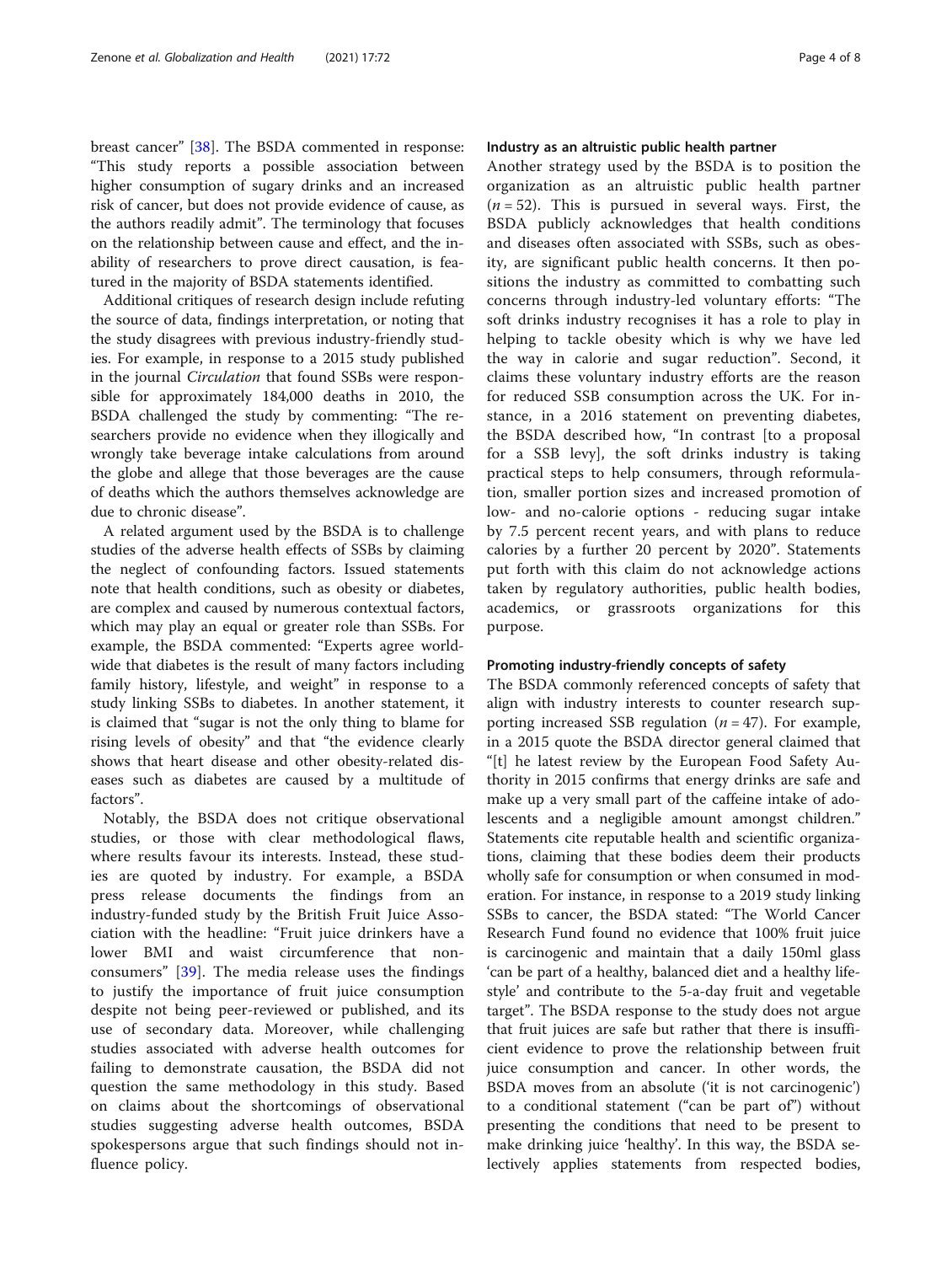breast cancer" [38]. The BSDA commented in response: "This study reports a possible association between higher consumption of sugary drinks and an increased risk of cancer, but does not provide evidence of cause, as the authors readily admit". The terminology that focuses on the relationship between cause and effect, and the inability of researchers to prove direct causation, is featured in the majority of BSDA statements identified.

Additional critiques of research design include refuting the source of data, findings interpretation, or noting that the study disagrees with previous industry-friendly studies. For example, in response to a 2015 study published in the journal *Circulation* that found SSBs were responsible for approximately 184,000 deaths in 2010, the BSDA challenged the study by commenting: "The researchers provide no evidence when they illogically and wrongly take beverage intake calculations from around the globe and allege that those beverages are the cause of deaths which the authors themselves acknowledge are due to chronic disease".

A related argument used by the BSDA is to challenge studies of the adverse health effects of SSBs by claiming the neglect of confounding factors. Issued statements note that health conditions, such as obesity or diabetes, are complex and caused by numerous contextual factors, which may play an equal or greater role than SSBs. For example, the BSDA commented: "Experts agree worldwide that diabetes is the result of many factors including family history, lifestyle, and weight" in response to a study linking SSBs to diabetes. In another statement, it is claimed that "sugar is not the only thing to blame for rising levels of obesity" and that "the evidence clearly shows that heart disease and other obesity-related diseases such as diabetes are caused by a multitude of factors".

Notably, the BSDA does not critique observational studies, or those with clear methodological flaws, where results favour its interests. Instead, these studies are quoted by industry. For example, a BSDA press release documents the findings from an industry-funded study by the British Fruit Juice Association with the headline: "Fruit juice drinkers have a lower BMI and waist circumference that non-consumers" [39]. The media release uses the findings to justify the importance of fruit juice consumption despite not being peer-reviewed or published, and its use of secondary data. Moreover, while challenging studies associated with adverse health outcomes for failing to demonstrate causation, the BSDA did not question the same methodology in this study. Based on claims about the shortcomings of observational studies suggesting adverse health outcomes, BSDA spokespersons argue that such findings should not influence policy.

#### Industry as an altruistic public health partner

Another strategy used by the BSDA is to position the organization as an altruistic public health partner ($n = 52$). This is pursued in several ways. First, the BSDA publicly acknowledges that health conditions and diseases often associated with SSBs, such as obesity, are significant public health concerns. It then positions the industry as committed to combatting such concerns through industry-led voluntary efforts: "The soft drinks industry recognises it has a role to play in helping to tackle obesity which is why we have led the way in calorie and sugar reduction". Second, it claims these voluntary industry efforts are the reason for reduced SSB consumption across the UK. For instance, in a 2016 statement on preventing diabetes, the BSDA described how, "In contrast [to a proposal for a SSB levy], the soft drinks industry is taking practical steps to help consumers, through reformulation, smaller portion sizes and increased promotion of low- and no-calorie options - reducing sugar intake by 7.5 percent recent years, and with plans to reduce calories by a further 20 percent by 2020". Statements put forth with this claim do not acknowledge actions taken by regulatory authorities, public health bodies, academics, or grassroots organizations for this purpose.

#### Promoting industry-friendly concepts of safety

The BSDA commonly referenced concepts of safety that align with industry interests to counter research supporting increased SSB regulation ($n = 47$). For example, in a 2015 quote the BSDA director general claimed that "[t] he latest review by the European Food Safety Authority in 2015 confirms that energy drinks are safe and make up a very small part of the caffeine intake of adolescents and a negligible amount amongst children." Statements cite reputable health and scientific organizations, claiming that these bodies deem their products wholly safe for consumption or when consumed in moderation. For instance, in response to a 2019 study linking SSBs to cancer, the BSDA stated: "The World Cancer Research Fund found no evidence that 100% fruit juice is carcinogenic and maintain that a daily 150ml glass 'can be part of a healthy, balanced diet and a healthy lifestyle' and contribute to the 5-a-day fruit and vegetable target". The BSDA response to the study does not argue that fruit juices are safe but rather that there is insufficient evidence to prove the relationship between fruit juice consumption and cancer. In other words, the BSDA moves from an absolute ('it is not carcinogenic') to a conditional statement ("can be part of") without presenting the conditions that need to be present to make drinking juice 'healthy'. In this way, the BSDA selectively applies statements from respected bodies,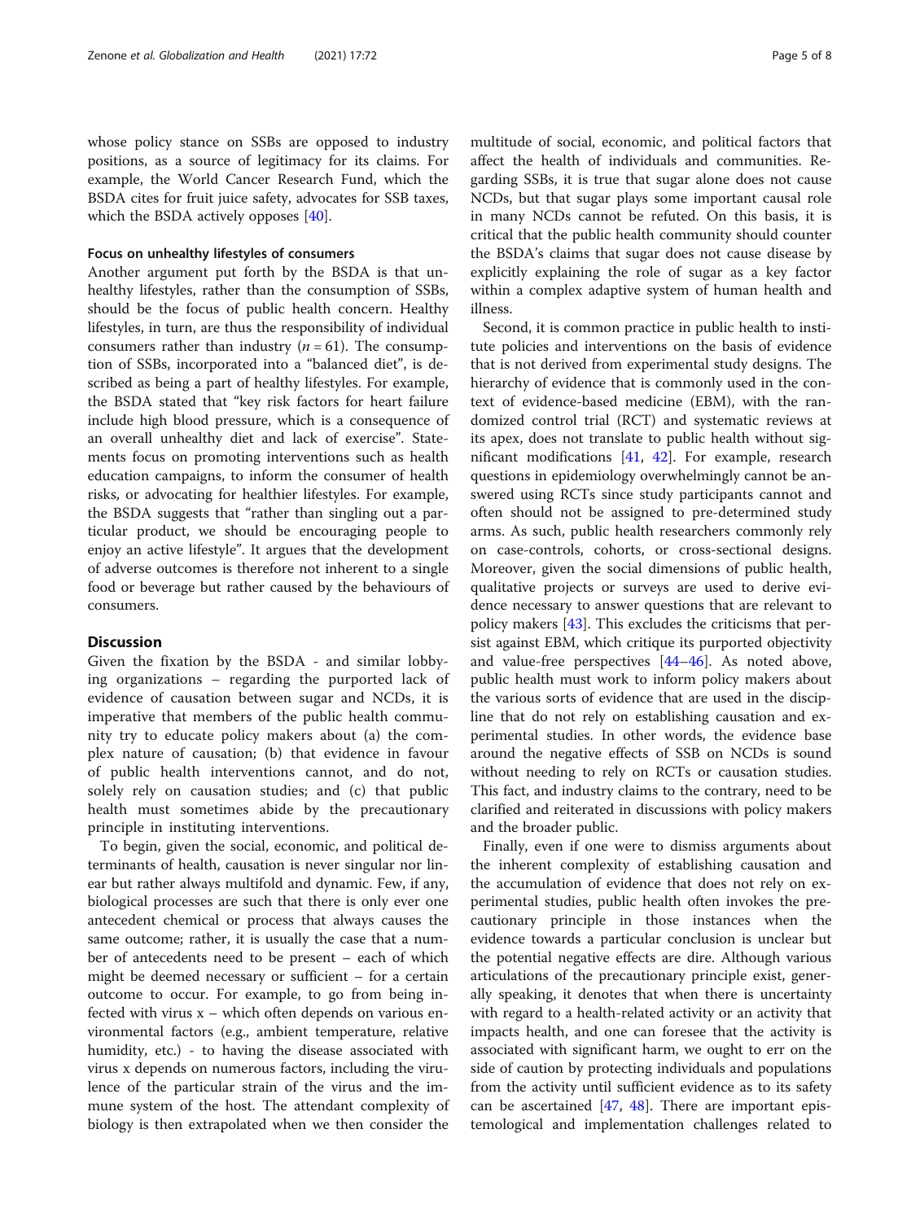whose policy stance on SSBs are opposed to industry positions, as a source of legitimacy for its claims. For example, the World Cancer Research Fund, which the BSDA cites for fruit juice safety, advocates for SSB taxes, which the BSDA actively opposes [40].

### Focus on unhealthy lifestyles of consumers

Another argument put forth by the BSDA is that unhealthy lifestyles, rather than the consumption of SSBs, should be the focus of public health concern. Healthy lifestyles, in turn, are thus the responsibility of individual consumers rather than industry ($n = 61$). The consumption of SSBs, incorporated into a "balanced diet", is described as being a part of healthy lifestyles. For example, the BSDA stated that "key risk factors for heart failure include high blood pressure, which is a consequence of an overall unhealthy diet and lack of exercise". Statements focus on promoting interventions such as health education campaigns, to inform the consumer of health risks, or advocating for healthier lifestyles. For example, the BSDA suggests that "rather than singling out a particular product, we should be encouraging people to enjoy an active lifestyle". It argues that the development of adverse outcomes is therefore not inherent to a single food or beverage but rather caused by the behaviours of consumers.

## Discussion

Given the fixation by the BSDA - and similar lobbying organizations – regarding the purported lack of evidence of causation between sugar and NCDs, it is imperative that members of the public health community try to educate policy makers about (a) the complex nature of causation; (b) that evidence in favour of public health interventions cannot, and do not, solely rely on causation studies; and (c) that public health must sometimes abide by the precautionary principle in instituting interventions.

To begin, given the social, economic, and political determinants of health, causation is never singular nor linear but rather always multifold and dynamic. Few, if any, biological processes are such that there is only ever one antecedent chemical or process that always causes the same outcome; rather, it is usually the case that a number of antecedents need to be present – each of which might be deemed necessary or sufficient – for a certain outcome to occur. For example, to go from being infected with virus x – which often depends on various environmental factors (e.g., ambient temperature, relative humidity, etc.) - to having the disease associated with virus x depends on numerous factors, including the virulence of the particular strain of the virus and the immune system of the host. The attendant complexity of biology is then extrapolated when we then consider the multitude of social, economic, and political factors that affect the health of individuals and communities. Regarding SSBs, it is true that sugar alone does not cause NCDs, but that sugar plays some important causal role in many NCDs cannot be refuted. On this basis, it is critical that the public health community should counter the BSDA's claims that sugar does not cause disease by explicitly explaining the role of sugar as a key factor within a complex adaptive system of human health and illness.

Second, it is common practice in public health to institute policies and interventions on the basis of evidence that is not derived from experimental study designs. The hierarchy of evidence that is commonly used in the context of evidence-based medicine (EBM), with the randomized control trial (RCT) and systematic reviews at its apex, does not translate to public health without significant modifications [41, 42]. For example, research questions in epidemiology overwhelmingly cannot be answered using RCTs since study participants cannot and often should not be assigned to pre-determined study arms. As such, public health researchers commonly rely on case-controls, cohorts, or cross-sectional designs. Moreover, given the social dimensions of public health, qualitative projects or surveys are used to derive evidence necessary to answer questions that are relevant to policy makers [43]. This excludes the criticisms that persist against EBM, which critique its purported objectivity and value-free perspectives [44–46]. As noted above, public health must work to inform policy makers about the various sorts of evidence that are used in the discipline that do not rely on establishing causation and experimental studies. In other words, the evidence base around the negative effects of SSB on NCDs is sound without needing to rely on RCTs or causation studies. This fact, and industry claims to the contrary, need to be clarified and reiterated in discussions with policy makers and the broader public.

Finally, even if one were to dismiss arguments about the inherent complexity of establishing causation and the accumulation of evidence that does not rely on experimental studies, public health often invokes the precautionary principle in those instances when the evidence towards a particular conclusion is unclear but the potential negative effects are dire. Although various articulations of the precautionary principle exist, generally speaking, it denotes that when there is uncertainty with regard to a health-related activity or an activity that impacts health, and one can foresee that the activity is associated with significant harm, we ought to err on the side of caution by protecting individuals and populations from the activity until sufficient evidence as to its safety can be ascertained [47, 48]. There are important epistemological and implementation challenges related to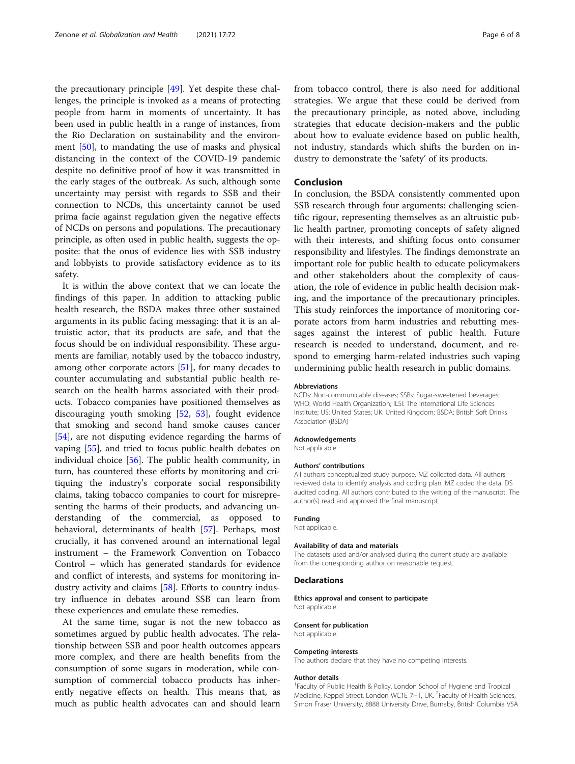the precautionary principle [49]. Yet despite these challenges, the principle is invoked as a means of protecting people from harm in moments of uncertainty. It has been used in public health in a range of instances, from the Rio Declaration on sustainability and the environment [50], to mandating the use of masks and physical distancing in the context of the COVID-19 pandemic despite no definitive proof of how it was transmitted in the early stages of the outbreak. As such, although some uncertainty may persist with regards to SSB and their connection to NCDs, this uncertainty cannot be used prima facie against regulation given the negative effects of NCDs on persons and populations. The precautionary principle, as often used in public health, suggests the opposite: that the onus of evidence lies with SSB industry and lobbyists to provide satisfactory evidence as to its safety.

It is within the above context that we can locate the findings of this paper. In addition to attacking public health research, the BSDA makes three other sustained arguments in its public facing messaging: that it is an altruistic actor, that its products are safe, and that the focus should be on individual responsibility. These arguments are familiar, notably used by the tobacco industry, among other corporate actors [51], for many decades to counter accumulating and substantial public health research on the health harms associated with their products. Tobacco companies have positioned themselves as discouraging youth smoking [52, 53], fought evidence that smoking and second hand smoke causes cancer [54], are not disputing evidence regarding the harms of vaping [55], and tried to focus public health debates on individual choice [56]. The public health community, in turn, has countered these efforts by monitoring and critiquing the industry's corporate social responsibility claims, taking tobacco companies to court for misrepresenting the harms of their products, and advancing understanding of the commercial, as opposed to behavioral, determinants of health [57]. Perhaps, most crucially, it has convened around an international legal instrument – the Framework Convention on Tobacco Control – which has generated standards for evidence and conflict of interests, and systems for monitoring industry activity and claims [58]. Efforts to country industry influence in debates around SSB can learn from these experiences and emulate these remedies.

At the same time, sugar is not the new tobacco as sometimes argued by public health advocates. The relationship between SSB and poor health outcomes appears more complex, and there are health benefits from the consumption of some sugars in moderation, while consumption of commercial tobacco products has inherently negative effects on health. This means that, as much as public health advocates can and should learn from tobacco control, there is also need for additional strategies. We argue that these could be derived from the precautionary principle, as noted above, including strategies that educate decision-makers and the public about how to evaluate evidence based on public health, not industry, standards which shifts the burden on industry to demonstrate the 'safety' of its products.

## Conclusion

In conclusion, the BSDA consistently commented upon SSB research through four arguments: challenging scientific rigour, representing themselves as an altruistic public health partner, promoting concepts of safety aligned with their interests, and shifting focus onto consumer responsibility and lifestyles. The findings demonstrate an important role for public health to educate policymakers and other stakeholders about the complexity of causation, the role of evidence in public health decision making, and the importance of the precautionary principles. This study reinforces the importance of monitoring corporate actors from harm industries and rebutting messages against the interest of public health. Future research is needed to understand, document, and respond to emerging harm-related industries such vaping undermining public health research in public domains.

#### Abbreviations

NCDs: Non-communicable diseases; SSBs: Sugar-sweetened beverages; WHO: World Health Organization; ILSI: The International Life Sciences Institute; US: United States; UK: United Kingdom; BSDA: British Soft Drinks Association (BSDA)

#### Acknowledgements

Not applicable.

#### Authors' contributions

All authors conceptualized study purpose. MZ collected data. All authors reviewed data to identify analysis and coding plan. MZ coded the data. DS audited coding. All authors contributed to the writing of the manuscript. The author(s) read and approved the final manuscript.

#### Funding

Not applicable.

#### Availability of data and materials

The datasets used and/or analysed during the current study are available from the corresponding author on reasonable request.

### Declarations

#### Ethics approval and consent to participate

Not applicable.

#### Consent for publication

Not applicable.

#### Competing interests

The authors declare that they have no competing interests.

#### Author details

[1]Faculty of Public Health & Policy, London School of Hygiene and Tropical Medicine, Keppel Street, London WC1E 7HT, UK. [2]Faculty of Health Sciences, Simon Fraser University, 8888 University Drive, Burnaby, British Columbia V5A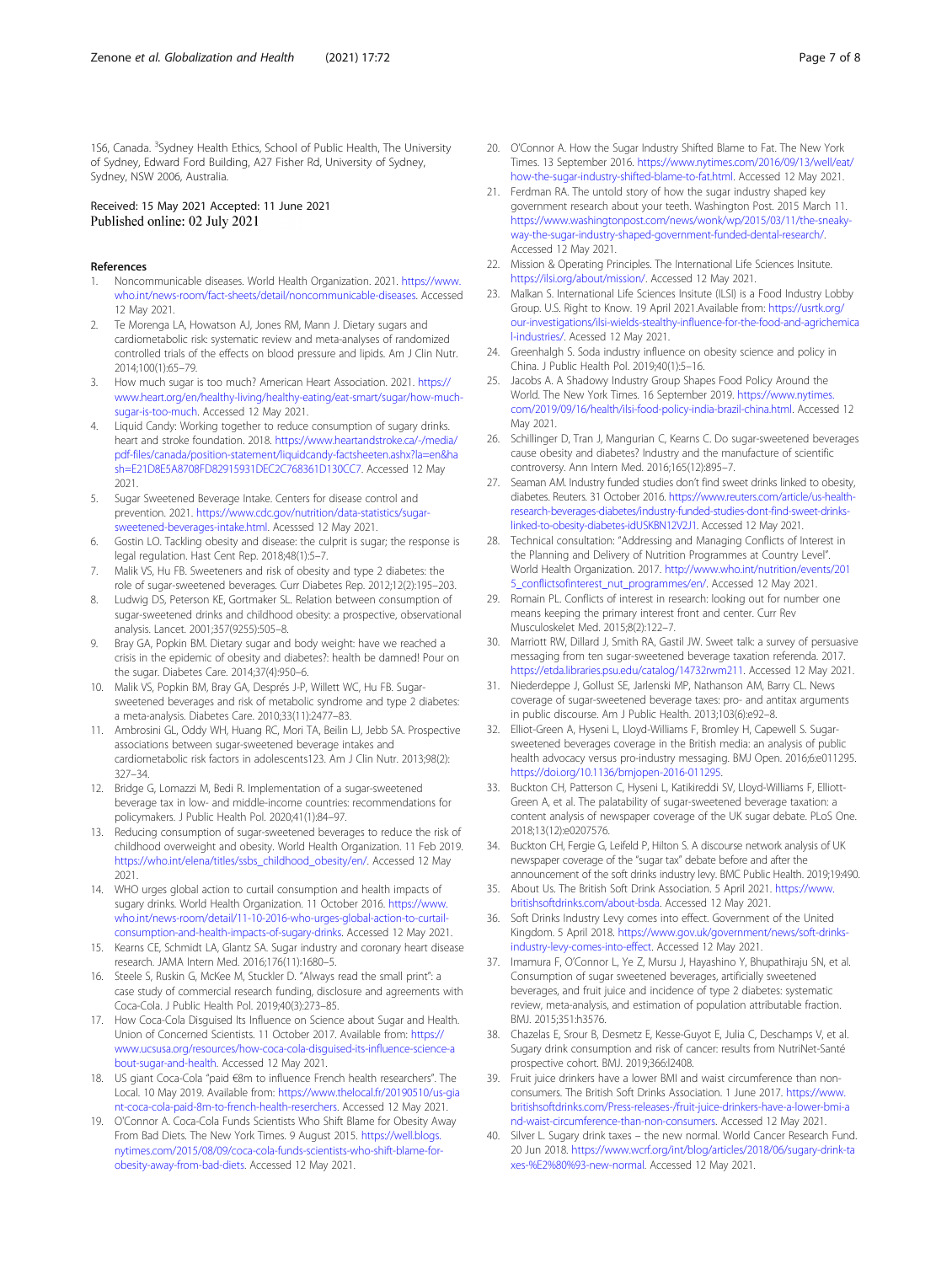1S6, Canada. [3]Sydney Health Ethics, School of Public Health, The University of Sydney, Edward Ford Building, A27 Fisher Rd, University of Sydney, Sydney, NSW 2006, Australia.

Received: 15 May 2021 Accepted: 11 June 2021
Published online: 02 July 2021

## References

1. Noncommunicable diseases. World Health Organization. 2021. https://www.who.int/news-room/fact-sheets/detail/noncommunicable-diseases. Accessed 12 May 2021.
2. Te Morenga LA, Howatson AJ, Jones RM, Mann J. Dietary sugars and cardiometabolic risk: systematic review and meta-analyses of randomized controlled trials of the effects on blood pressure and lipids. Am J Clin Nutr. 2014;100(1):65–79.
3. How much sugar is too much? American Heart Association. 2021. https://www.heart.org/en/healthy-living/healthy-eating/eat-smart/sugar/how-much-sugar-is-too-much. Accessed 12 May 2021.
4. Liquid Candy: Working together to reduce consumption of sugary drinks. heart and stroke foundation. 2018. https://www.heartandstroke.ca/-/media/pdf-files/canada/position-statement/liquidcandy-factsheeten.ashx?la=en&hash=E21D8E5A8708FD82915931DEC2C768361D130CC7. Accessed 12 May 2021.
5. Sugar Sweetened Beverage Intake. Centers for disease control and prevention. 2021. https://www.cdc.gov/nutrition/data-statistics/sugar-sweetened-beverages-intake.html. Acessed 12 May 2021.
6. Gostin LO. Tackling obesity and disease: the culprit is sugar; the response is legal regulation. Hast Cent Rep. 2018;48(1):5–7.
7. Malik VS, Hu FB. Sweeteners and risk of obesity and type 2 diabetes: the role of sugar-sweetened beverages. Curr Diabetes Rep. 2012;12(2):195–203.
8. Ludwig DS, Peterson KE, Gortmaker SL. Relation between consumption of sugar-sweetened drinks and childhood obesity: a prospective, observational analysis. Lancet. 2001;357(9255):505–8.
9. Bray GA, Popkin BM. Dietary sugar and body weight: have we reached a crisis in the epidemic of obesity and diabetes?: health be damned! Pour on the sugar. Diabetes Care. 2014;37(4):950–6.
10. Malik VS, Popkin BM, Bray GA, Després J-P, Willett WC, Hu FB. Sugar-sweetened beverages and risk of metabolic syndrome and type 2 diabetes: a meta-analysis. Diabetes Care. 2010;33(11):2477–83.
11. Ambrosini GL, Oddy WH, Huang RC, Mori TA, Beilin LJ, Jebb SA. Prospective associations between sugar-sweetened beverage intakes and cardiometabolic risk factors in adolescents123. Am J Clin Nutr. 2013;98(2):327–34.
12. Bridge G, Lomazzi M, Bedi R. Implementation of a sugar-sweetened beverage tax in low- and middle-income countries: recommendations for policymakers. J Public Health Pol. 2020;41(1):84–97.
13. Reducing consumption of sugar-sweetened beverages to reduce the risk of childhood overweight and obesity. World Health Organization. 11 Feb 2019. https://who.int/elena/titles/ssbs_childhood_obesity/en/. Accessed 12 May 2021.
14. WHO urges global action to curtail consumption and health impacts of sugary drinks. World Health Organization. 11 October 2016. https://www.who.int/news-room/detail/11-10-2016-who-urges-global-action-to-curtail-consumption-and-health-impacts-of-sugary-drinks. Accessed 12 May 2021.
15. Kearns CE, Schmidt LA, Glantz SA. Sugar industry and coronary heart disease research. JAMA Intern Med. 2016;176(11):1680–5.
16. Steele S, Ruskin G, McKee M, Stuckler D. "Always read the small print": a case study of commercial research funding, disclosure and agreements with Coca-Cola. J Public Health Pol. 2019;40(3):273–85.
17. How Coca-Cola Disguised Its Influence on Science about Sugar and Health. Union of Concerned Scientists. 11 October 2017. Available from: https://www.ucsusa.org/resources/how-coca-cola-disguised-its-influence-science-about-sugar-and-health. Accessed 12 May 2021.
18. US giant Coca-Cola "paid €8m to influence French health researchers". The Local. 10 May 2019. Available from: https://www.thelocal.fr/20190510/us-giant-coca-cola-paid-8m-to-french-health-reserchers. Accessed 12 May 2021.
19. O'Connor A. Coca-Cola Funds Scientists Who Shift Blame for Obesity Away From Bad Diets. The New York Times. 9 August 2015. https://well.blogs.nytimes.com/2015/08/09/coca-cola-funds-scientists-who-shift-blame-for-obesity-away-from-bad-diets. Accessed 12 May 2021.
20. O'Connor A. How the Sugar Industry Shifted Blame to Fat. The New York Times. 13 September 2016. https://www.nytimes.com/2016/09/13/well/eat/how-the-sugar-industry-shifted-blame-to-fat.html. Accessed 12 May 2021.
21. Ferdman RA. The untold story of how the sugar industry shaped key government research about your teeth. Washington Post. 2015 March 11. https://www.washingtonpost.com/news/wonk/wp/2015/03/11/the-sneaky-way-the-sugar-industry-shaped-government-funded-dental-research/. Accessed 12 May 2021.
22. Mission & Operating Principles. The International Life Sciences Insitute. https://ilsi.org/about/mission/. Accessed 12 May 2021.
23. Malkan S. International Life Sciences Insitute (ILSI) is a Food Industry Lobby Group. U.S. Right to Know. 19 April 2021.Available from: https://usrtk.org/our-investigations/ilsi-wields-stealthy-influence-for-the-food-and-agrichemical-industries/. Accessed 12 May 2021.
24. Greenhalgh S. Soda industry influence on obesity science and policy in China. J Public Health Pol. 2019;40(1):5–16.
25. Jacobs A. A Shadowy Industry Group Shapes Food Policy Around the World. The New York Times. 16 September 2019. https://www.nytimes.com/2019/09/16/health/ilsi-food-policy-india-brazil-china.html. Accessed 12 May 2021.
26. Schillinger D, Tran J, Mangurian C, Kearns C. Do sugar-sweetened beverages cause obesity and diabetes? Industry and the manufacture of scientific controversy. Ann Intern Med. 2016;165(12):895–7.
27. Seaman AM. Industry funded studies don't find sweet drinks linked to obesity, diabetes. Reuters. 31 October 2016. https://www.reuters.com/article/us-health-research-beverages-diabetes/industry-funded-studies-dont-find-sweet-drinks-linked-to-obesity-diabetes-idUSKBN12V2J1. Accessed 12 May 2021.
28. Technical consultation: "Addressing and Managing Conflicts of Interest in the Planning and Delivery of Nutrition Programmes at Country Level". World Health Organization. 2017. http://www.who.int/nutrition/events/2015_conflictsofinterest_nut_programmes/en/. Accessed 12 May 2021.
29. Romain PL. Conflicts of interest in research: looking out for number one means keeping the primary interest front and center. Curr Rev Musculoskelet Med. 2015;8(2):122–7.
30. Marriott RW, Dillard J, Smith RA, Gastil JW. Sweet talk: a survey of persuasive messaging from ten sugar-sweetened beverage taxation referenda. 2017. https://etda.libraries.psu.edu/catalog/14732rwm211. Accessed 12 May 2021.
31. Niederdeppe J, Gollust SE, Jarlenski MP, Nathanson AM, Barry CL. News coverage of sugar-sweetened beverage taxes: pro- and antitax arguments in public discourse. Am J Public Health. 2013;103(6):e92–8.
32. Elliot-Green A, Hyseni L, Lloyd-Williams F, Bromley H, Capewell S. Sugar-sweetened beverages coverage in the British media: an analysis of public health advocacy versus pro-industry messaging. BMJ Open. 2016;6:e011295. https://doi.org/10.1136/bmjopen-2016-011295.
33. Buckton CH, Patterson C, Hyseni L, Katikireddi SV, Lloyd-Williams F, Elliott-Green A, et al. The palatability of sugar-sweetened beverage taxation: a content analysis of newspaper coverage of the UK sugar debate. PLoS One. 2018;13(12):e0207576.
34. Buckton CH, Fergie G, Leifeld P, Hilton S. A discourse network analysis of UK newspaper coverage of the "sugar tax" debate before and after the announcement of the soft drinks industry levy. BMC Public Health. 2019;19:490.
35. About Us. The British Soft Drink Association. 5 April 2021. https://www.britishsoftdrinks.com/about-bsda. Accessed 12 May 2021.
36. Soft Drinks Industry Levy comes into effect. Government of the United Kingdom. 5 April 2018. https://www.gov.uk/government/news/soft-drinks-industry-levy-comes-into-effect. Accessed 12 May 2021.
37. Imamura F, O'Connor L, Ye Z, Mursu J, Hayashino Y, Bhupathiraju SN, et al. Consumption of sugar sweetened beverages, artificially sweetened beverages, and fruit juice and incidence of type 2 diabetes: systematic review, meta-analysis, and estimation of population attributable fraction. BMJ. 2015;351:h3576.
38. Chazelas E, Srour B, Desmetz E, Kesse-Guyot E, Julia C, Deschamps V, et al. Sugary drink consumption and risk of cancer: results from NutriNet-Santé prospective cohort. BMJ. 2019;366:l2408.
39. Fruit juice drinkers have a lower BMI and waist circumference than non-consumers. The British Soft Drinks Association. 1 June 2017. https://www.britishsoftdrinks.com/Press-releases-/fruit-juice-drinkers-have-a-lower-bmi-and-waist-circumference-than-non-consumers. Accessed 12 May 2021.
40. Silver L. Sugary drink taxes – the new normal. World Cancer Research Fund. 20 Jun 2018. https://www.wcrf.org/int/blog/articles/2018/06/sugary-drink-taxes-%E2%80%93-new-normal. Accessed 12 May 2021.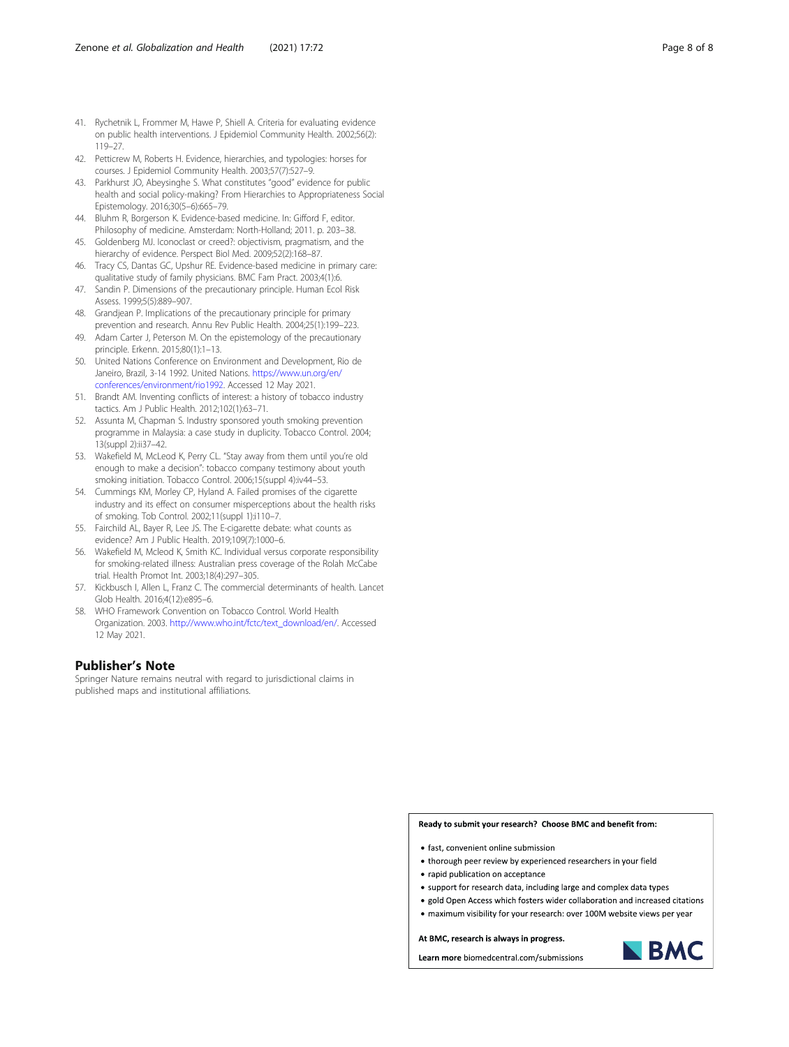41. Rychetnik L, Frommer M, Hawe P, Shiell A. Criteria for evaluating evidence on public health interventions. J Epidemiol Community Health. 2002;56(2): 119–27.
42. Petticrew M, Roberts H. Evidence, hierarchies, and typologies: horses for courses. J Epidemiol Community Health. 2003;57(7):527–9.
43. Parkhurst JO, Abeysinghe S. What constitutes "good" evidence for public health and social policy-making? From Hierarchies to Appropriateness Social Epistemology. 2016;30(5–6):665–79.
44. Bluhm R, Borgerson K. Evidence-based medicine. In: Gifford F, editor. Philosophy of medicine. Amsterdam: North-Holland; 2011. p. 203–38.
45. Goldenberg MJ. Iconoclast or creed?: objectivism, pragmatism, and the hierarchy of evidence. Perspect Biol Med. 2009;52(2):168–87.
46. Tracy CS, Dantas GC, Upshur RE. Evidence-based medicine in primary care: qualitative study of family physicians. BMC Fam Pract. 2003;4(1):6.
47. Sandin P. Dimensions of the precautionary principle. Human Ecol Risk Assess. 1999;5(5):889–907.
48. Grandjean P. Implications of the precautionary principle for primary prevention and research. Annu Rev Public Health. 2004;25(1):199–223.
49. Adam Carter J, Peterson M. On the epistemology of the precautionary principle. Erkenn. 2015;80(1):1–13.
50. United Nations Conference on Environment and Development, Rio de Janeiro, Brazil, 3-14 1992. United Nations. https://www.un.org/en/conferences/environment/rio1992. Accessed 12 May 2021.
51. Brandt AM. Inventing conflicts of interest: a history of tobacco industry tactics. Am J Public Health. 2012;102(1):63–71.
52. Assunta M, Chapman S. Industry sponsored youth smoking prevention programme in Malaysia: a case study in duplicity. Tobacco Control. 2004; 13(suppl 2):ii37–42.
53. Wakefield M, McLeod K, Perry CL. "Stay away from them until you're old enough to make a decision": tobacco company testimony about youth smoking initiation. Tobacco Control. 2006;15(suppl 4):iv44–53.
54. Cummings KM, Morley CP, Hyland A. Failed promises of the cigarette industry and its effect on consumer misperceptions about the health risks of smoking. Tob Control. 2002;11(suppl 1):i110–7.
55. Fairchild AL, Bayer R, Lee JS. The E-cigarette debate: what counts as evidence? Am J Public Health. 2019;109(7):1000–6.
56. Wakefield M, Mcleod K, Smith KC. Individual versus corporate responsibility for smoking-related illness: Australian press coverage of the Rolah McCabe trial. Health Promot Int. 2003;18(4):297–305.
57. Kickbusch I, Allen L, Franz C. The commercial determinants of health. Lancet Glob Health. 2016;4(12):e895–6.
58. WHO Framework Convention on Tobacco Control. World Health Organization. 2003. http://www.who.int/fctc/text_download/en/. Accessed 12 May 2021.

## Publisher's Note

Springer Nature remains neutral with regard to jurisdictional claims in published maps and institutional affiliations.

**Ready to submit your research? Choose BMC and benefit from:**

- fast, convenient online submission
- thorough peer review by experienced researchers in your field
- rapid publication on acceptance
- support for research data, including large and complex data types
- gold Open Access which fosters wider collaboration and increased citations
- maximum visibility for your research: over 100M website views per year

**At BMC, research is always in progress.**

**Learn more** biomedcentral.com/submissions

BMC